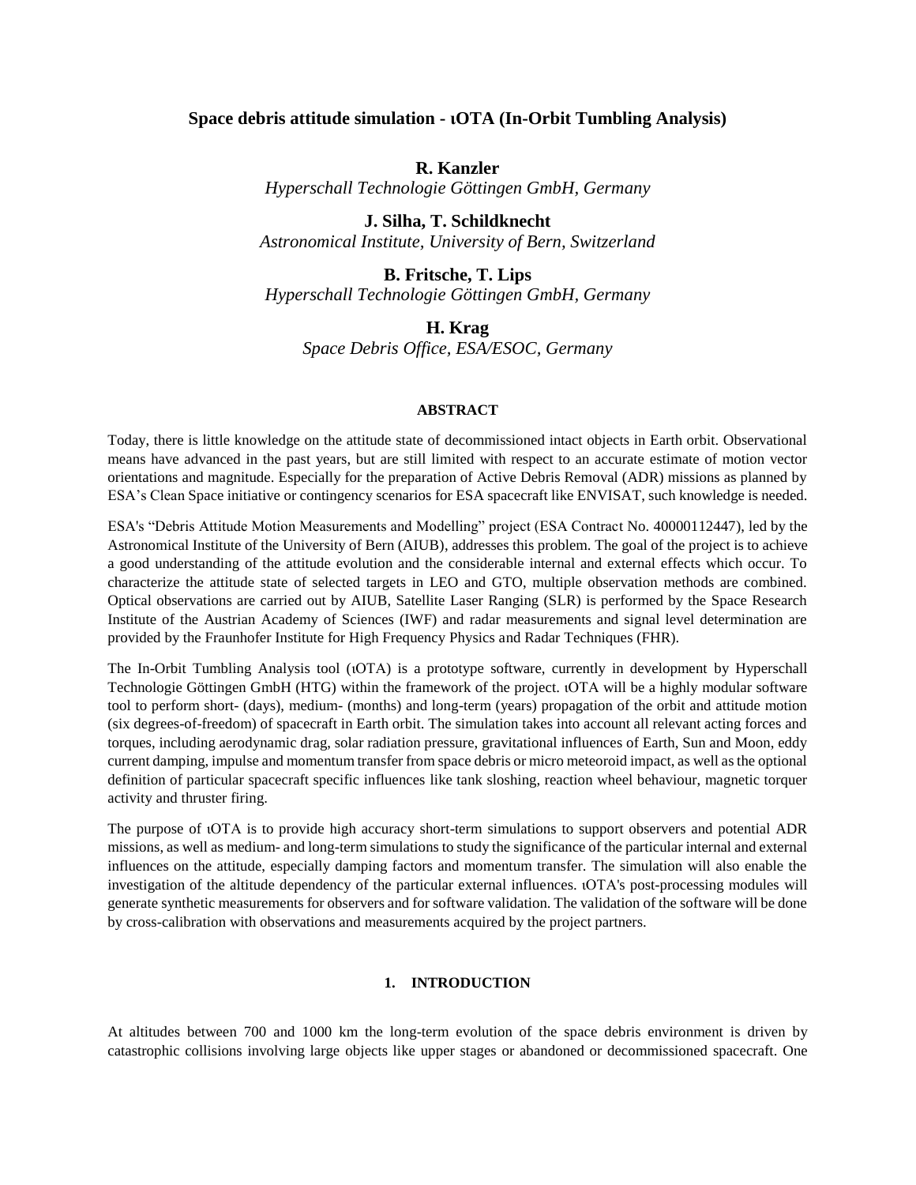# Space debris attitude simulation - ιOTA (In-Orbit Tumbling Analysis)

**R. Kanzler**
*Hyperschall Technologie Göttingen GmbH, Germany*

**J. Silha, T. Schildknecht**
*Astronomical Institute, University of Bern, Switzerland*

**B. Fritsche, T. Lips**
*Hyperschall Technologie Göttingen GmbH, Germany*

**H. Krag**
*Space Debris Office, ESA/ESOC, Germany*

## ABSTRACT

Today, there is little knowledge on the attitude state of decommissioned intact objects in Earth orbit. Observational means have advanced in the past years, but are still limited with respect to an accurate estimate of motion vector orientations and magnitude. Especially for the preparation of Active Debris Removal (ADR) missions as planned by ESA's Clean Space initiative or contingency scenarios for ESA spacecraft like ENVISAT, such knowledge is needed.

ESA's "Debris Attitude Motion Measurements and Modelling" project (ESA Contract No. 40000112447), led by the Astronomical Institute of the University of Bern (AIUB), addresses this problem. The goal of the project is to achieve a good understanding of the attitude evolution and the considerable internal and external effects which occur. To characterize the attitude state of selected targets in LEO and GTO, multiple observation methods are combined. Optical observations are carried out by AIUB, Satellite Laser Ranging (SLR) is performed by the Space Research Institute of the Austrian Academy of Sciences (IWF) and radar measurements and signal level determination are provided by the Fraunhofer Institute for High Frequency Physics and Radar Techniques (FHR).

The In-Orbit Tumbling Analysis tool (ιOTA) is a prototype software, currently in development by Hyperschall Technologie Göttingen GmbH (HTG) within the framework of the project. ιOTA will be a highly modular software tool to perform short- (days), medium- (months) and long-term (years) propagation of the orbit and attitude motion (six degrees-of-freedom) of spacecraft in Earth orbit. The simulation takes into account all relevant acting forces and torques, including aerodynamic drag, solar radiation pressure, gravitational influences of Earth, Sun and Moon, eddy current damping, impulse and momentum transfer from space debris or micro meteoroid impact, as well as the optional definition of particular spacecraft specific influences like tank sloshing, reaction wheel behaviour, magnetic torquer activity and thruster firing.

The purpose of ιOTA is to provide high accuracy short-term simulations to support observers and potential ADR missions, as well as medium- and long-term simulations to study the significance of the particular internal and external influences on the attitude, especially damping factors and momentum transfer. The simulation will also enable the investigation of the altitude dependency of the particular external influences. ιOTA's post-processing modules will generate synthetic measurements for observers and for software validation. The validation of the software will be done by cross-calibration with observations and measurements acquired by the project partners.

## 1. INTRODUCTION

At altitudes between 700 and 1000 km the long-term evolution of the space debris environment is driven by catastrophic collisions involving large objects like upper stages or abandoned or decommissioned spacecraft. One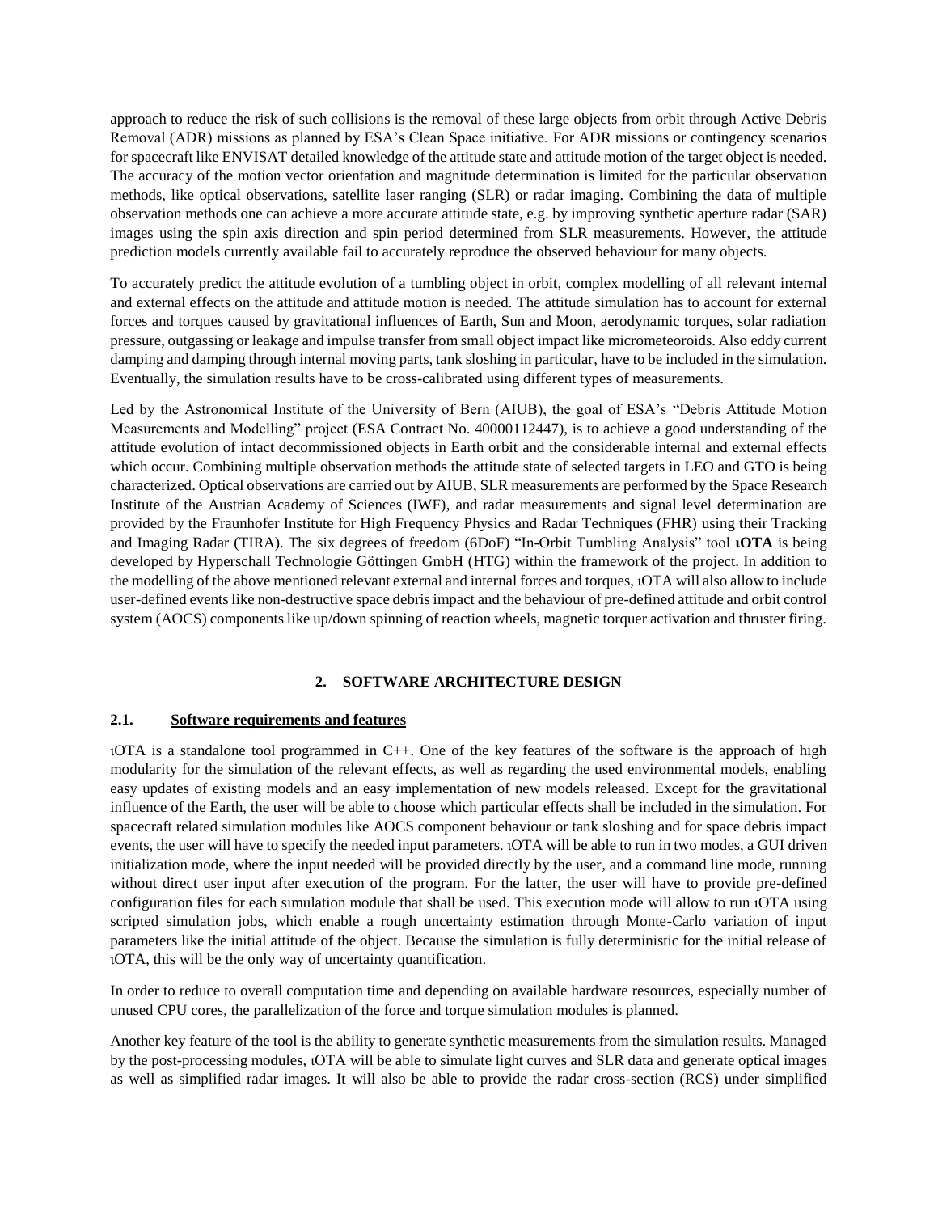approach to reduce the risk of such collisions is the removal of these large objects from orbit through Active Debris Removal (ADR) missions as planned by ESA's Clean Space initiative. For ADR missions or contingency scenarios for spacecraft like ENVISAT detailed knowledge of the attitude state and attitude motion of the target object is needed. The accuracy of the motion vector orientation and magnitude determination is limited for the particular observation methods, like optical observations, satellite laser ranging (SLR) or radar imaging. Combining the data of multiple observation methods one can achieve a more accurate attitude state, e.g. by improving synthetic aperture radar (SAR) images using the spin axis direction and spin period determined from SLR measurements. However, the attitude prediction models currently available fail to accurately reproduce the observed behaviour for many objects.

To accurately predict the attitude evolution of a tumbling object in orbit, complex modelling of all relevant internal and external effects on the attitude and attitude motion is needed. The attitude simulation has to account for external forces and torques caused by gravitational influences of Earth, Sun and Moon, aerodynamic torques, solar radiation pressure, outgassing or leakage and impulse transfer from small object impact like micrometeoroids. Also eddy current damping and damping through internal moving parts, tank sloshing in particular, have to be included in the simulation. Eventually, the simulation results have to be cross-calibrated using different types of measurements.

Led by the Astronomical Institute of the University of Bern (AIUB), the goal of ESA's "Debris Attitude Motion Measurements and Modelling" project (ESA Contract No. 40000112447), is to achieve a good understanding of the attitude evolution of intact decommissioned objects in Earth orbit and the considerable internal and external effects which occur. Combining multiple observation methods the attitude state of selected targets in LEO and GTO is being characterized. Optical observations are carried out by AIUB, SLR measurements are performed by the Space Research Institute of the Austrian Academy of Sciences (IWF), and radar measurements and signal level determination are provided by the Fraunhofer Institute for High Frequency Physics and Radar Techniques (FHR) using their Tracking and Imaging Radar (TIRA). The six degrees of freedom (6DoF) "In-Orbit Tumbling Analysis" tool **ιOTA** is being developed by Hyperschall Technologie Göttingen GmbH (HTG) within the framework of the project. In addition to the modelling of the above mentioned relevant external and internal forces and torques, ιOTA will also allow to include user-defined events like non-destructive space debris impact and the behaviour of pre-defined attitude and orbit control system (AOCS) components like up/down spinning of reaction wheels, magnetic torquer activation and thruster firing.

## 2. SOFTWARE ARCHITECTURE DESIGN

### 2.1. Software requirements and features

ιOTA is a standalone tool programmed in C++. One of the key features of the software is the approach of high modularity for the simulation of the relevant effects, as well as regarding the used environmental models, enabling easy updates of existing models and an easy implementation of new models released. Except for the gravitational influence of the Earth, the user will be able to choose which particular effects shall be included in the simulation. For spacecraft related simulation modules like AOCS component behaviour or tank sloshing and for space debris impact events, the user will have to specify the needed input parameters. ιOTA will be able to run in two modes, a GUI driven initialization mode, where the input needed will be provided directly by the user, and a command line mode, running without direct user input after execution of the program. For the latter, the user will have to provide pre-defined configuration files for each simulation module that shall be used. This execution mode will allow to run ιOTA using scripted simulation jobs, which enable a rough uncertainty estimation through Monte-Carlo variation of input parameters like the initial attitude of the object. Because the simulation is fully deterministic for the initial release of ιOTA, this will be the only way of uncertainty quantification.

In order to reduce to overall computation time and depending on available hardware resources, especially number of unused CPU cores, the parallelization of the force and torque simulation modules is planned.

Another key feature of the tool is the ability to generate synthetic measurements from the simulation results. Managed by the post-processing modules, ιOTA will be able to simulate light curves and SLR data and generate optical images as well as simplified radar images. It will also be able to provide the radar cross-section (RCS) under simplified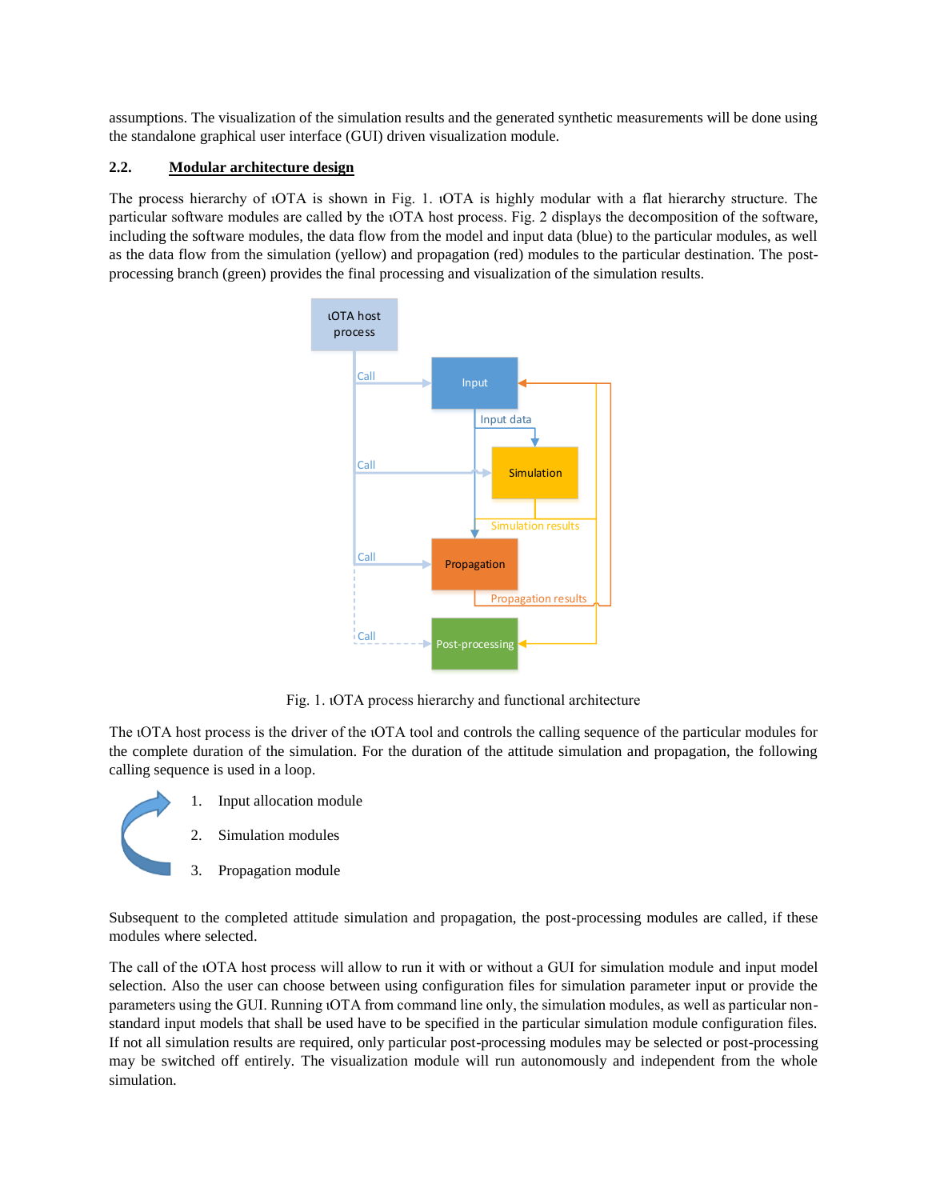assumptions. The visualization of the simulation results and the generated synthetic measurements will be done using the standalone graphical user interface (GUI) driven visualization module.

## 2.2. Modular architecture design

The process hierarchy of ιOTA is shown in Fig. 1. ιOTA is highly modular with a flat hierarchy structure. The particular software modules are called by the ιOTA host process. Fig. 2 displays the decomposition of the software, including the software modules, the data flow from the model and input data (blue) to the particular modules, as well as the data flow from the simulation (yellow) and propagation (red) modules to the particular destination. The post-processing branch (green) provides the final processing and visualization of the simulation results.

ιOTA host process

Call

Input

Input data

Call

Simulation

Simulation results

Call

Propagation

Propagation results

Call

Post-processing

Fig. 1. ιOTA process hierarchy and functional architecture

The ιOTA host process is the driver of the ιOTA tool and controls the calling sequence of the particular modules for the complete duration of the simulation. For the duration of the attitude simulation and propagation, the following calling sequence is used in a loop.

1. Input allocation module
2. Simulation modules
3. Propagation module

Subsequent to the completed attitude simulation and propagation, the post-processing modules are called, if these modules where selected.

The call of the ιOTA host process will allow to run it with or without a GUI for simulation module and input model selection. Also the user can choose between using configuration files for simulation parameter input or provide the parameters using the GUI. Running ιOTA from command line only, the simulation modules, as well as particular non-standard input models that shall be used have to be specified in the particular simulation module configuration files. If not all simulation results are required, only particular post-processing modules may be selected or post-processing may be switched off entirely. The visualization module will run autonomously and independent from the whole simulation.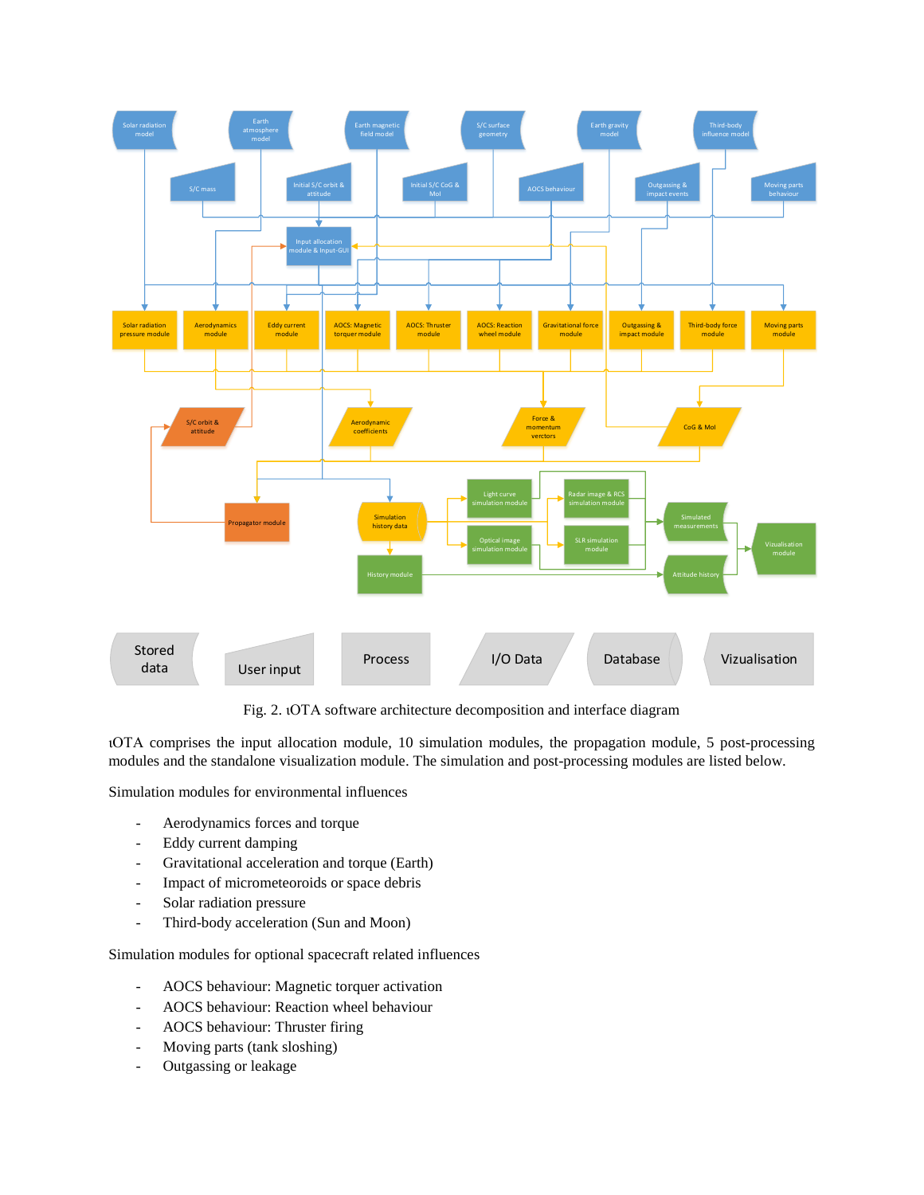Fig. 2. ιOTA software architecture decomposition and interface diagram

ιOTA comprises the input allocation module, 10 simulation modules, the propagation module, 5 post-processing modules and the standalone visualization module. The simulation and post-processing modules are listed below.

Simulation modules for environmental influences

- Aerodynamics forces and torque
- Eddy current damping
- Gravitational acceleration and torque (Earth)
- Impact of micrometeoroids or space debris
- Solar radiation pressure
- Third-body acceleration (Sun and Moon)

Simulation modules for optional spacecraft related influences

- AOCS behaviour: Magnetic torquer activation
- AOCS behaviour: Reaction wheel behaviour
- AOCS behaviour: Thruster firing
- Moving parts (tank sloshing)
- Outgassing or leakage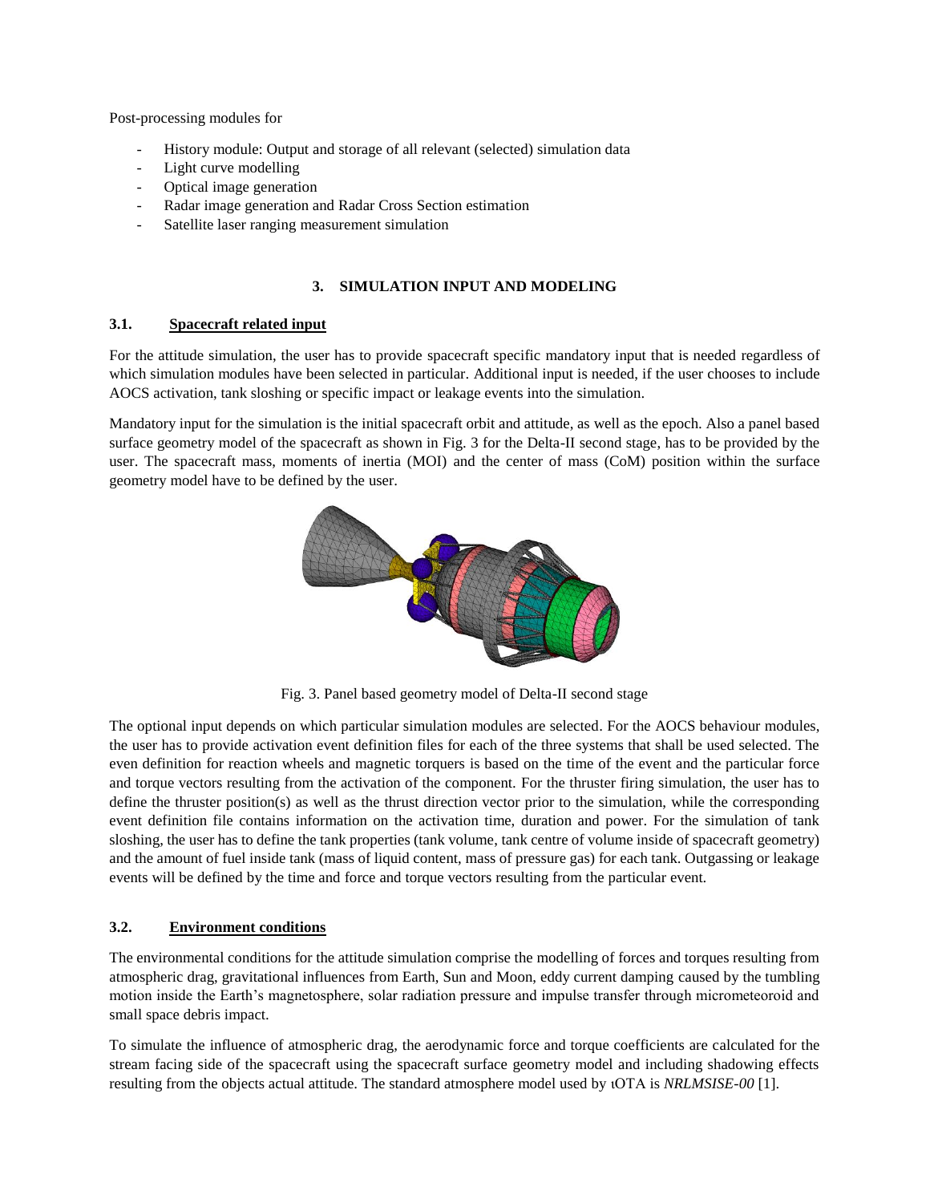Post-processing modules for

- History module: Output and storage of all relevant (selected) simulation data
- Light curve modelling
- Optical image generation
- Radar image generation and Radar Cross Section estimation
- Satellite laser ranging measurement simulation

## 3. SIMULATION INPUT AND MODELING

### 3.1. Spacecraft related input

For the attitude simulation, the user has to provide spacecraft specific mandatory input that is needed regardless of which simulation modules have been selected in particular. Additional input is needed, if the user chooses to include AOCS activation, tank sloshing or specific impact or leakage events into the simulation.

Mandatory input for the simulation is the initial spacecraft orbit and attitude, as well as the epoch. Also a panel based surface geometry model of the spacecraft as shown in Fig. 3 for the Delta-II second stage, has to be provided by the user. The spacecraft mass, moments of inertia (MOI) and the center of mass (CoM) position within the surface geometry model have to be defined by the user.

Fig. 3. Panel based geometry model of Delta-II second stage

The optional input depends on which particular simulation modules are selected. For the AOCS behaviour modules, the user has to provide activation event definition files for each of the three systems that shall be used selected. The even definition for reaction wheels and magnetic torquers is based on the time of the event and the particular force and torque vectors resulting from the activation of the component. For the thruster firing simulation, the user has to define the thruster position(s) as well as the thrust direction vector prior to the simulation, while the corresponding event definition file contains information on the activation time, duration and power. For the simulation of tank sloshing, the user has to define the tank properties (tank volume, tank centre of volume inside of spacecraft geometry) and the amount of fuel inside tank (mass of liquid content, mass of pressure gas) for each tank. Outgassing or leakage events will be defined by the time and force and torque vectors resulting from the particular event.

### 3.2. Environment conditions

The environmental conditions for the attitude simulation comprise the modelling of forces and torques resulting from atmospheric drag, gravitational influences from Earth, Sun and Moon, eddy current damping caused by the tumbling motion inside the Earth's magnetosphere, solar radiation pressure and impulse transfer through micrometeoroid and small space debris impact.

To simulate the influence of atmospheric drag, the aerodynamic force and torque coefficients are calculated for the stream facing side of the spacecraft using the spacecraft surface geometry model and including shadowing effects resulting from the objects actual attitude. The standard atmosphere model used by ιOTA is *NRLMSISE-00* [1].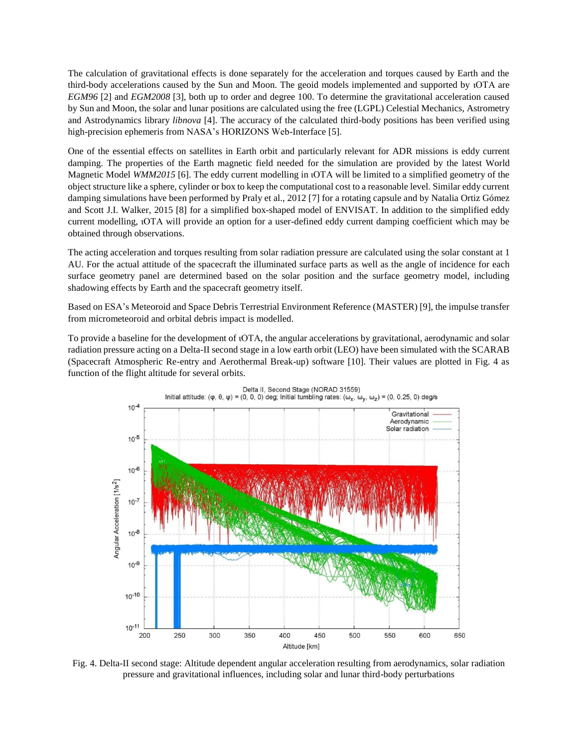The calculation of gravitational effects is done separately for the acceleration and torques caused by Earth and the third-body accelerations caused by the Sun and Moon. The geoid models implemented and supported by ιOTA are *EGM96* [2] and *EGM2008* [3], both up to order and degree 100. To determine the gravitational acceleration caused by Sun and Moon, the solar and lunar positions are calculated using the free (LGPL) Celestial Mechanics, Astrometry and Astrodynamics library *libnova* [4]. The accuracy of the calculated third-body positions has been verified using high-precision ephemeris from NASA's HORIZONS Web-Interface [5].

One of the essential effects on satellites in Earth orbit and particularly relevant for ADR missions is eddy current damping. The properties of the Earth magnetic field needed for the simulation are provided by the latest World Magnetic Model *WMM2015* [6]. The eddy current modelling in ιOTA will be limited to a simplified geometry of the object structure like a sphere, cylinder or box to keep the computational cost to a reasonable level. Similar eddy current damping simulations have been performed by Praly et al., 2012 [7] for a rotating capsule and by Natalia Ortiz Gómez and Scott J.I. Walker, 2015 [8] for a simplified box-shaped model of ENVISAT. In addition to the simplified eddy current modelling, ιOTA will provide an option for a user-defined eddy current damping coefficient which may be obtained through observations.

The acting acceleration and torques resulting from solar radiation pressure are calculated using the solar constant at 1 AU. For the actual attitude of the spacecraft the illuminated surface parts as well as the angle of incidence for each surface geometry panel are determined based on the solar position and the surface geometry model, including shadowing effects by Earth and the spacecraft geometry itself.

Based on ESA's Meteoroid and Space Debris Terrestrial Environment Reference (MASTER) [9], the impulse transfer from micrometeoroid and orbital debris impact is modelled.

To provide a baseline for the development of ιOTA, the angular accelerations by gravitational, aerodynamic and solar radiation pressure acting on a Delta-II second stage in a low earth orbit (LEO) have been simulated with the SCARAB (Spacecraft Atmospheric Re-entry and Aerothermal Break-up) software [10]. Their values are plotted in Fig. 4 as function of the flight altitude for several orbits.

Delta II, Second Stage (NORAD 31559)
Initial attitude: $(\varphi, \theta, \psi) = (0, 0, 0)$ deg; Initial tumbling rates: $(\omega_x, \omega_y, \omega_z) = (0, 0.25, 0)$ deg/s

Gravitational
Aerodynamic
Solar radiation

Angular Acceleration [1/s$^2$]

$10^{-4}$
$10^{-5}$
$10^{-6}$
$10^{-7}$
$10^{-8}$
$10^{-9}$
$10^{-10}$
$10^{-11}$

200 250 300 350 400 450 500 550 600 650

Altitude [km]

Fig. 4. Delta-II second stage: Altitude dependent angular acceleration resulting from aerodynamics, solar radiation pressure and gravitational influences, including solar and lunar third-body perturbations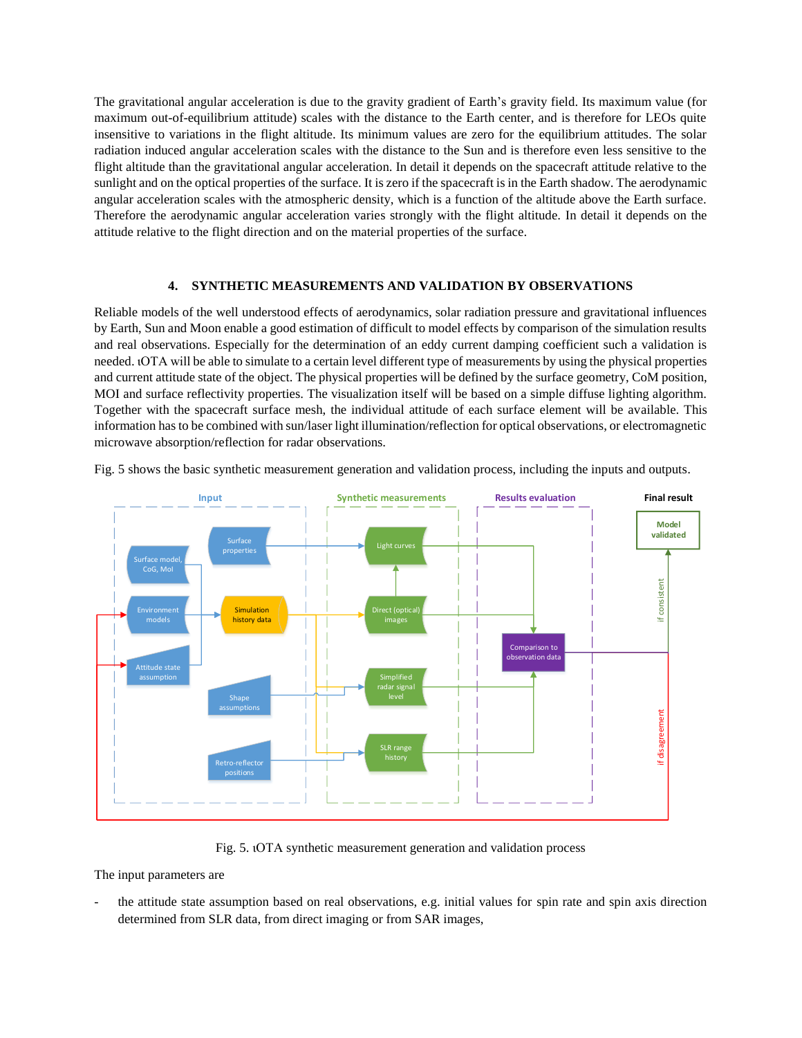The gravitational angular acceleration is due to the gravity gradient of Earth's gravity field. Its maximum value (for maximum out-of-equilibrium attitude) scales with the distance to the Earth center, and is therefore for LEOs quite insensitive to variations in the flight altitude. Its minimum values are zero for the equilibrium attitudes. The solar radiation induced angular acceleration scales with the distance to the Sun and is therefore even less sensitive to the flight altitude than the gravitational angular acceleration. In detail it depends on the spacecraft attitude relative to the sunlight and on the optical properties of the surface. It is zero if the spacecraft is in the Earth shadow. The aerodynamic angular acceleration scales with the atmospheric density, which is a function of the altitude above the Earth surface. Therefore the aerodynamic angular acceleration varies strongly with the flight altitude. In detail it depends on the attitude relative to the flight direction and on the material properties of the surface.

## 4. SYNTHETIC MEASUREMENTS AND VALIDATION BY OBSERVATIONS

Reliable models of the well understood effects of aerodynamics, solar radiation pressure and gravitational influences by Earth, Sun and Moon enable a good estimation of difficult to model effects by comparison of the simulation results and real observations. Especially for the determination of an eddy current damping coefficient such a validation is needed. ιOTA will be able to simulate to a certain level different type of measurements by using the physical properties and current attitude state of the object. The physical properties will be defined by the surface geometry, CoM position, MOI and surface reflectivity properties. The visualization itself will be based on a simple diffuse lighting algorithm. Together with the spacecraft surface mesh, the individual attitude of each surface element will be available. This information has to be combined with sun/laser light illumination/reflection for optical observations, or electromagnetic microwave absorption/reflection for radar observations.

Fig. 5 shows the basic synthetic measurement generation and validation process, including the inputs and outputs.

Input
Synthetic measurements
Results evaluation
Final result
Surface properties
Surface model, CoG, MoI
Environment models
Simulation history data
Attitude state assumption
Shape assumptions
Retro-reflector positions
Light curves
Direct (optical) images
Simplified radar signal level
SLR range history
Comparison to observation data
Model validated
if consistent
if disagreement

Fig. 5. ιOTA synthetic measurement generation and validation process

The input parameters are

- the attitude state assumption based on real observations, e.g. initial values for spin rate and spin axis direction determined from SLR data, from direct imaging or from SAR images,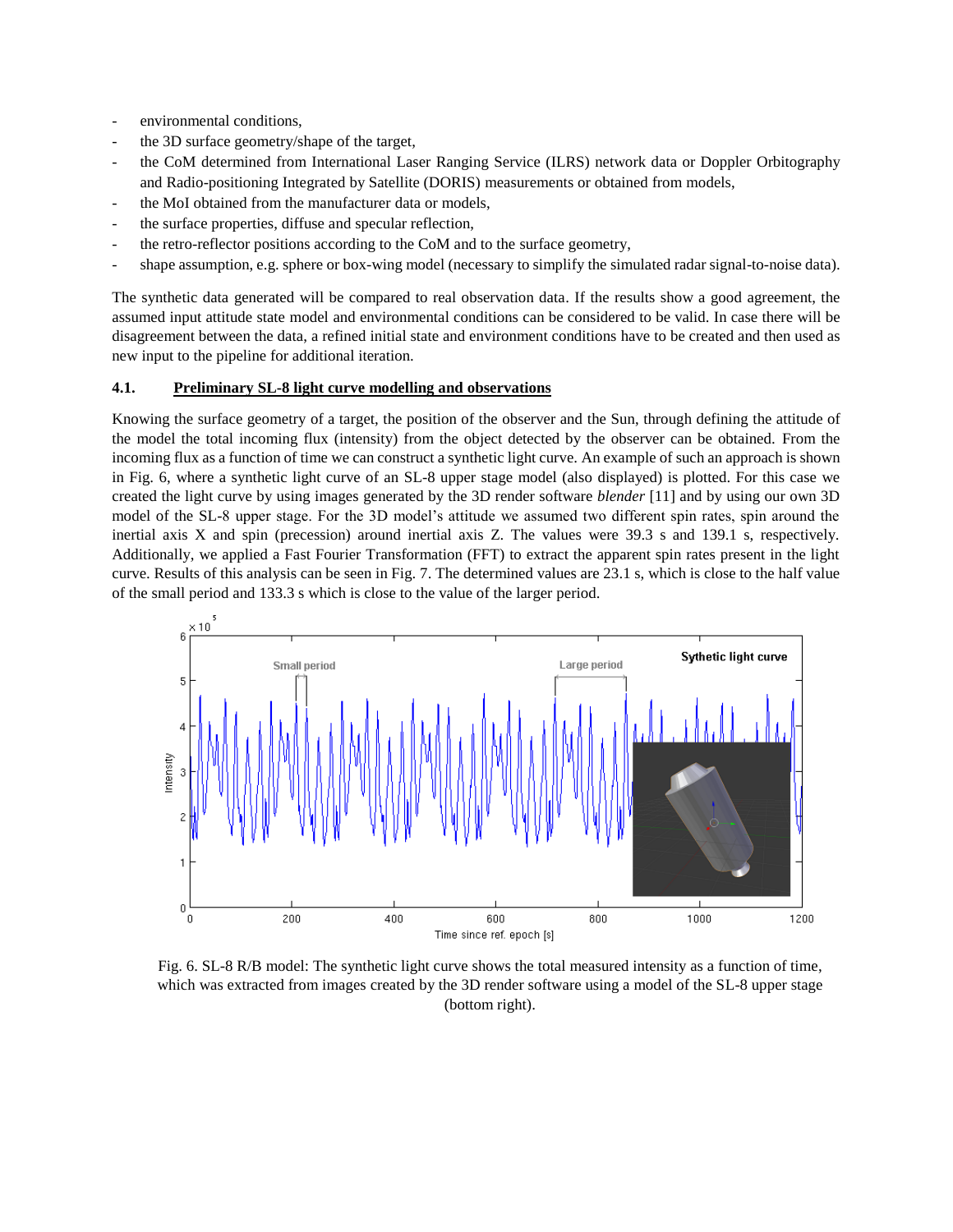- environmental conditions,
- the 3D surface geometry/shape of the target,
- the CoM determined from International Laser Ranging Service (ILRS) network data or Doppler Orbitography and Radio-positioning Integrated by Satellite (DORIS) measurements or obtained from models,
- the MoI obtained from the manufacturer data or models,
- the surface properties, diffuse and specular reflection,
- the retro-reflector positions according to the CoM and to the surface geometry,
- shape assumption, e.g. sphere or box-wing model (necessary to simplify the simulated radar signal-to-noise data).

The synthetic data generated will be compared to real observation data. If the results show a good agreement, the assumed input attitude state model and environmental conditions can be considered to be valid. In case there will be disagreement between the data, a refined initial state and environment conditions have to be created and then used as new input to the pipeline for additional iteration.

### 4.1. Preliminary SL-8 light curve modelling and observations

Knowing the surface geometry of a target, the position of the observer and the Sun, through defining the attitude of the model the total incoming flux (intensity) from the object detected by the observer can be obtained. From the incoming flux as a function of time we can construct a synthetic light curve. An example of such an approach is shown in Fig. 6, where a synthetic light curve of an SL-8 upper stage model (also displayed) is plotted. For this case we created the light curve by using images generated by the 3D render software *blender* [11] and by using our own 3D model of the SL-8 upper stage. For the 3D model's attitude we assumed two different spin rates, spin around the inertial axis X and spin (precession) around inertial axis Z. The values were 39.3 s and 139.1 s, respectively. Additionally, we applied a Fast Fourier Transformation (FFT) to extract the apparent spin rates present in the light curve. Results of this analysis can be seen in Fig. 7. The determined values are 23.1 s, which is close to the half value of the small period and 133.3 s which is close to the value of the larger period.

$\times 10^5$
Sythetic light curve
Small period
Large period
Intensity
Time since ref. epoch [s]
0
1
2
3
4
5
6
0
200
400
600
800
1000
1200

Fig. 6. SL-8 R/B model: The synthetic light curve shows the total measured intensity as a function of time, which was extracted from images created by the 3D render software using a model of the SL-8 upper stage (bottom right).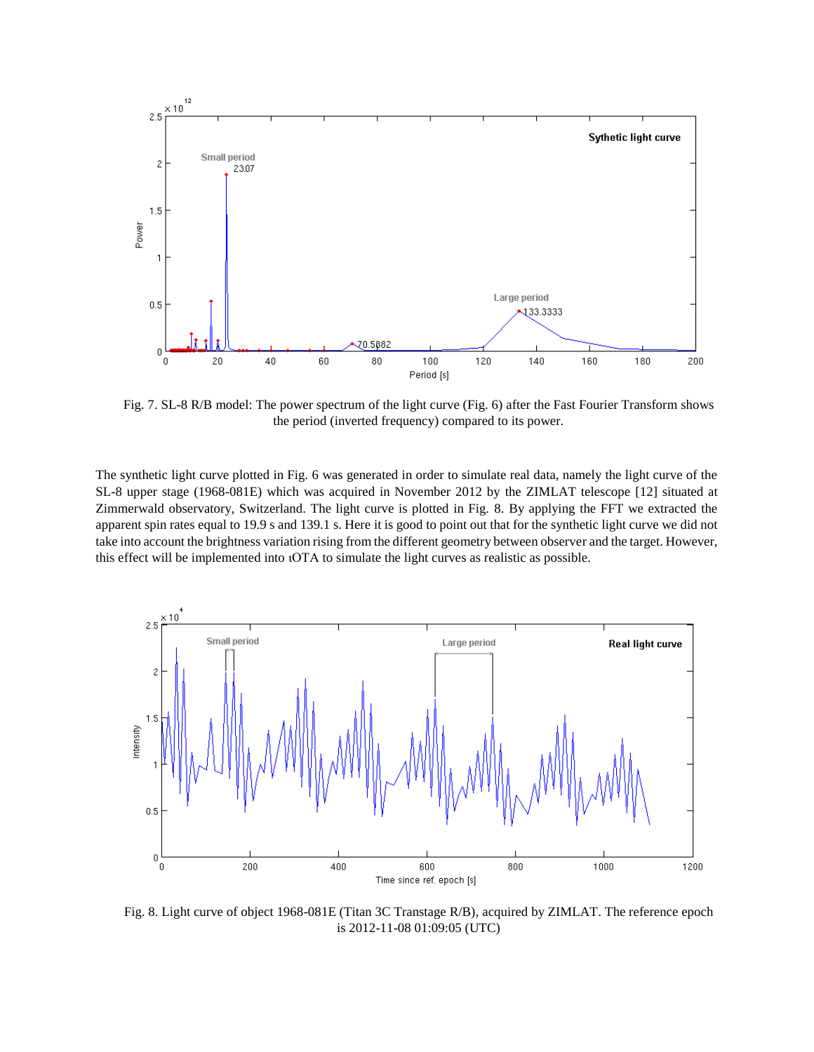$\times 10^{12}$

Sythetic light curve

Small period

23.07

Large period

133.3333

70.5882

Power

Period [s]

0 20 40 60 80 100 120 140 160 180 200

0 0.5 1 1.5 2 2.5

Fig. 7. SL-8 R/B model: The power spectrum of the light curve (Fig. 6) after the Fast Fourier Transform shows the period (inverted frequency) compared to its power.

The synthetic light curve plotted in Fig. 6 was generated in order to simulate real data, namely the light curve of the SL-8 upper stage (1968-081E) which was acquired in November 2012 by the ZIMLAT telescope [12] situated at Zimmerwald observatory, Switzerland. The light curve is plotted in Fig. 8. By applying the FFT we extracted the apparent spin rates equal to 19.9 s and 139.1 s. Here it is good to point out that for the synthetic light curve we did not take into account the brightness variation rising from the different geometry between observer and the target. However, this effect will be implemented into ιOTA to simulate the light curves as realistic as possible.

$\times 10^{4}$

Small period

Large period

Real light curve

Intensity

Time since ref. epoch [s]

0 200 400 600 800 1000 1200

0 0.5 1 1.5 2 2.5

Fig. 8. Light curve of object 1968-081E (Titan 3C Transtage R/B), acquired by ZIMLAT. The reference epoch is 2012-11-08 01:09:05 (UTC)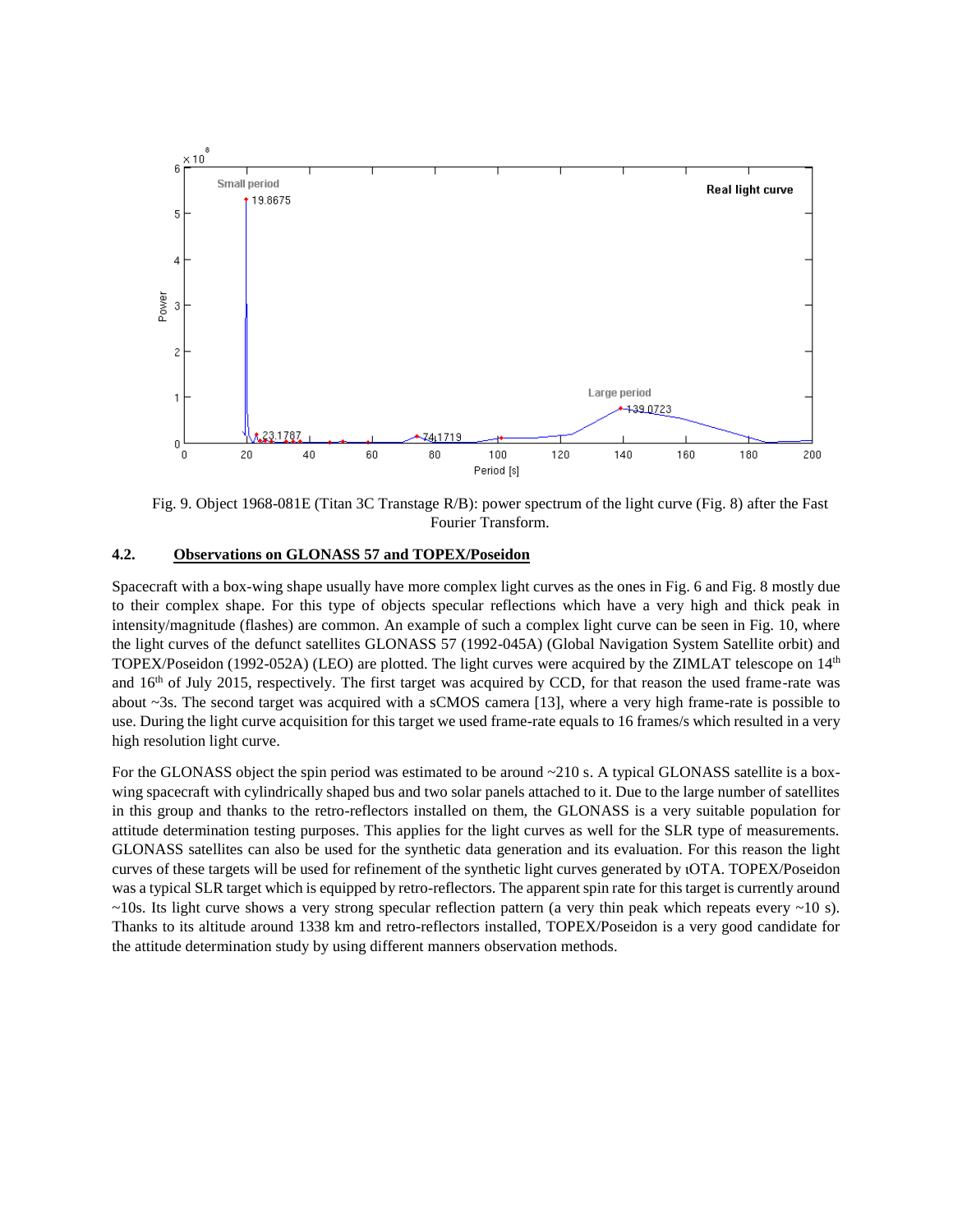×10^8

6

5

4

3

2

1

0

Power

Small period

19.8675

Real light curve

Large period

139.0723

23.1787

74.1719

0 20 40 60 80 100 120 140 160 180 200

Period [s]

Fig. 9. Object 1968-081E (Titan 3C Transtage R/B): power spectrum of the light curve (Fig. 8) after the Fast Fourier Transform.

### 4.2. Observations on GLONASS 57 and TOPEX/Poseidon

Spacecraft with a box-wing shape usually have more complex light curves as the ones in Fig. 6 and Fig. 8 mostly due to their complex shape. For this type of objects specular reflections which have a very high and thick peak in intensity/magnitude (flashes) are common. An example of such a complex light curve can be seen in Fig. 10, where the light curves of the defunct satellites GLONASS 57 (1992-045A) (Global Navigation System Satellite orbit) and TOPEX/Poseidon (1992-052A) (LEO) are plotted. The light curves were acquired by the ZIMLAT telescope on 14th and 16th of July 2015, respectively. The first target was acquired by CCD, for that reason the used frame-rate was about ~3s. The second target was acquired with a sCMOS camera [13], where a very high frame-rate is possible to use. During the light curve acquisition for this target we used frame-rate equals to 16 frames/s which resulted in a very high resolution light curve.

For the GLONASS object the spin period was estimated to be around ~210 s. A typical GLONASS satellite is a box-wing spacecraft with cylindrically shaped bus and two solar panels attached to it. Due to the large number of satellites in this group and thanks to the retro-reflectors installed on them, the GLONASS is a very suitable population for attitude determination testing purposes. This applies for the light curves as well for the SLR type of measurements. GLONASS satellites can also be used for the synthetic data generation and its evaluation. For this reason the light curves of these targets will be used for refinement of the synthetic light curves generated by ιOTA. TOPEX/Poseidon was a typical SLR target which is equipped by retro-reflectors. The apparent spin rate for this target is currently around ~10s. Its light curve shows a very strong specular reflection pattern (a very thin peak which repeats every ~10 s). Thanks to its altitude around 1338 km and retro-reflectors installed, TOPEX/Poseidon is a very good candidate for the attitude determination study by using different manners observation methods.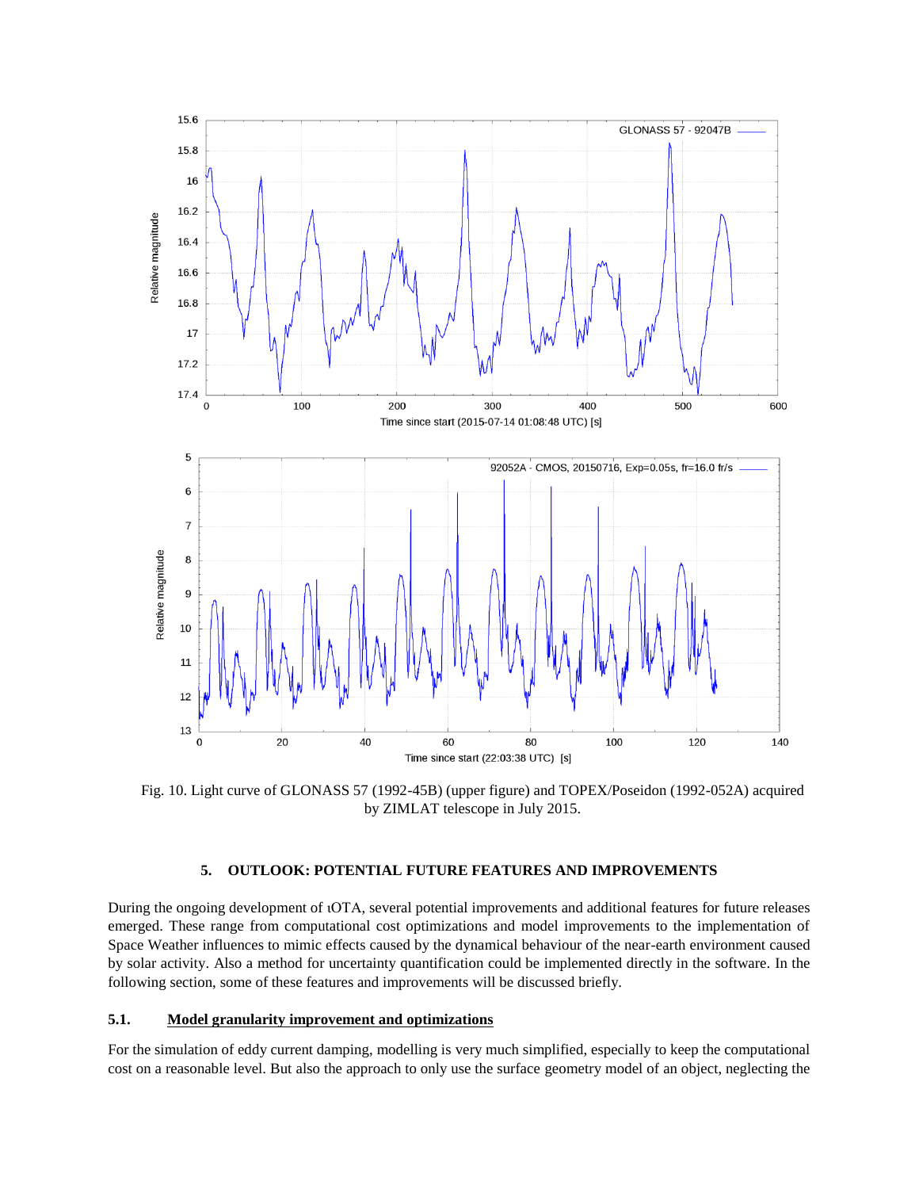15.6

15.8

16

16.2

16.4

16.6

16.8

17

17.2

17.4

Relative magnitude

GLONASS 57 - 92047B

0 100 200 300 400 500 600

Time since start (2015-07-14 01:08:48 UTC) [s]

5

6

7

8

9

10

11

12

13

Relative magnitude

92052A - CMOS, 20150716, Exp=0.05s, fr=16.0 fr/s

0 20 40 60 80 100 120 140

Time since start (22:03:38 UTC) [s]

Fig. 10. Light curve of GLONASS 57 (1992-45B) (upper figure) and TOPEX/Poseidon (1992-052A) acquired by ZIMLAT telescope in July 2015.

## 5. OUTLOOK: POTENTIAL FUTURE FEATURES AND IMPROVEMENTS

During the ongoing development of ιOTA, several potential improvements and additional features for future releases emerged. These range from computational cost optimizations and model improvements to the implementation of Space Weather influences to mimic effects caused by the dynamical behaviour of the near-earth environment caused by solar activity. Also a method for uncertainty quantification could be implemented directly in the software. In the following section, some of these features and improvements will be discussed briefly.

### 5.1. Model granularity improvement and optimizations

For the simulation of eddy current damping, modelling is very much simplified, especially to keep the computational cost on a reasonable level. But also the approach to only use the surface geometry model of an object, neglecting the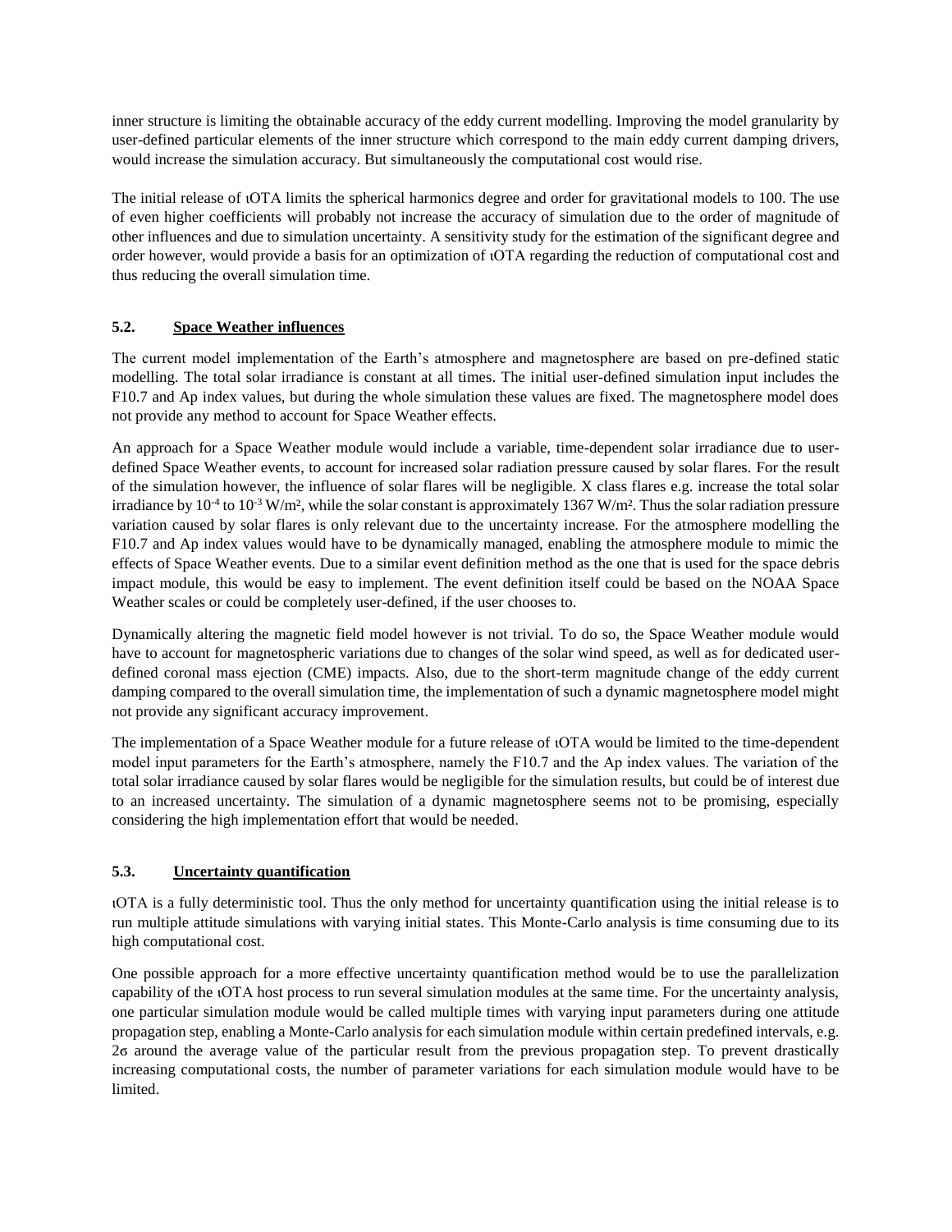inner structure is limiting the obtainable accuracy of the eddy current modelling. Improving the model granularity by user-defined particular elements of the inner structure which correspond to the main eddy current damping drivers, would increase the simulation accuracy. But simultaneously the computational cost would rise.

The initial release of ιOTA limits the spherical harmonics degree and order for gravitational models to 100. The use of even higher coefficients will probably not increase the accuracy of simulation due to the order of magnitude of other influences and due to simulation uncertainty. A sensitivity study for the estimation of the significant degree and order however, would provide a basis for an optimization of ιOTA regarding the reduction of computational cost and thus reducing the overall simulation time.

### 5.2. Space Weather influences

The current model implementation of the Earth's atmosphere and magnetosphere are based on pre-defined static modelling. The total solar irradiance is constant at all times. The initial user-defined simulation input includes the F10.7 and Ap index values, but during the whole simulation these values are fixed. The magnetosphere model does not provide any method to account for Space Weather effects.

An approach for a Space Weather module would include a variable, time-dependent solar irradiance due to user-defined Space Weather events, to account for increased solar radiation pressure caused by solar flares. For the result of the simulation however, the influence of solar flares will be negligible. X class flares e.g. increase the total solar irradiance by $10^{-4}$ to $10^{-3}$ W/m², while the solar constant is approximately 1367 W/m². Thus the solar radiation pressure variation caused by solar flares is only relevant due to the uncertainty increase. For the atmosphere modelling the F10.7 and Ap index values would have to be dynamically managed, enabling the atmosphere module to mimic the effects of Space Weather events. Due to a similar event definition method as the one that is used for the space debris impact module, this would be easy to implement. The event definition itself could be based on the NOAA Space Weather scales or could be completely user-defined, if the user chooses to.

Dynamically altering the magnetic field model however is not trivial. To do so, the Space Weather module would have to account for magnetospheric variations due to changes of the solar wind speed, as well as for dedicated user-defined coronal mass ejection (CME) impacts. Also, due to the short-term magnitude change of the eddy current damping compared to the overall simulation time, the implementation of such a dynamic magnetosphere model might not provide any significant accuracy improvement.

The implementation of a Space Weather module for a future release of ιOTA would be limited to the time-dependent model input parameters for the Earth's atmosphere, namely the F10.7 and the Ap index values. The variation of the total solar irradiance caused by solar flares would be negligible for the simulation results, but could be of interest due to an increased uncertainty. The simulation of a dynamic magnetosphere seems not to be promising, especially considering the high implementation effort that would be needed.

### 5.3. Uncertainty quantification

ιOTA is a fully deterministic tool. Thus the only method for uncertainty quantification using the initial release is to run multiple attitude simulations with varying initial states. This Monte-Carlo analysis is time consuming due to its high computational cost.

One possible approach for a more effective uncertainty quantification method would be to use the parallelization capability of the ιOTA host process to run several simulation modules at the same time. For the uncertainty analysis, one particular simulation module would be called multiple times with varying input parameters during one attitude propagation step, enabling a Monte-Carlo analysis for each simulation module within certain predefined intervals, e.g. $2\sigma$ around the average value of the particular result from the previous propagation step. To prevent drastically increasing computational costs, the number of parameter variations for each simulation module would have to be limited.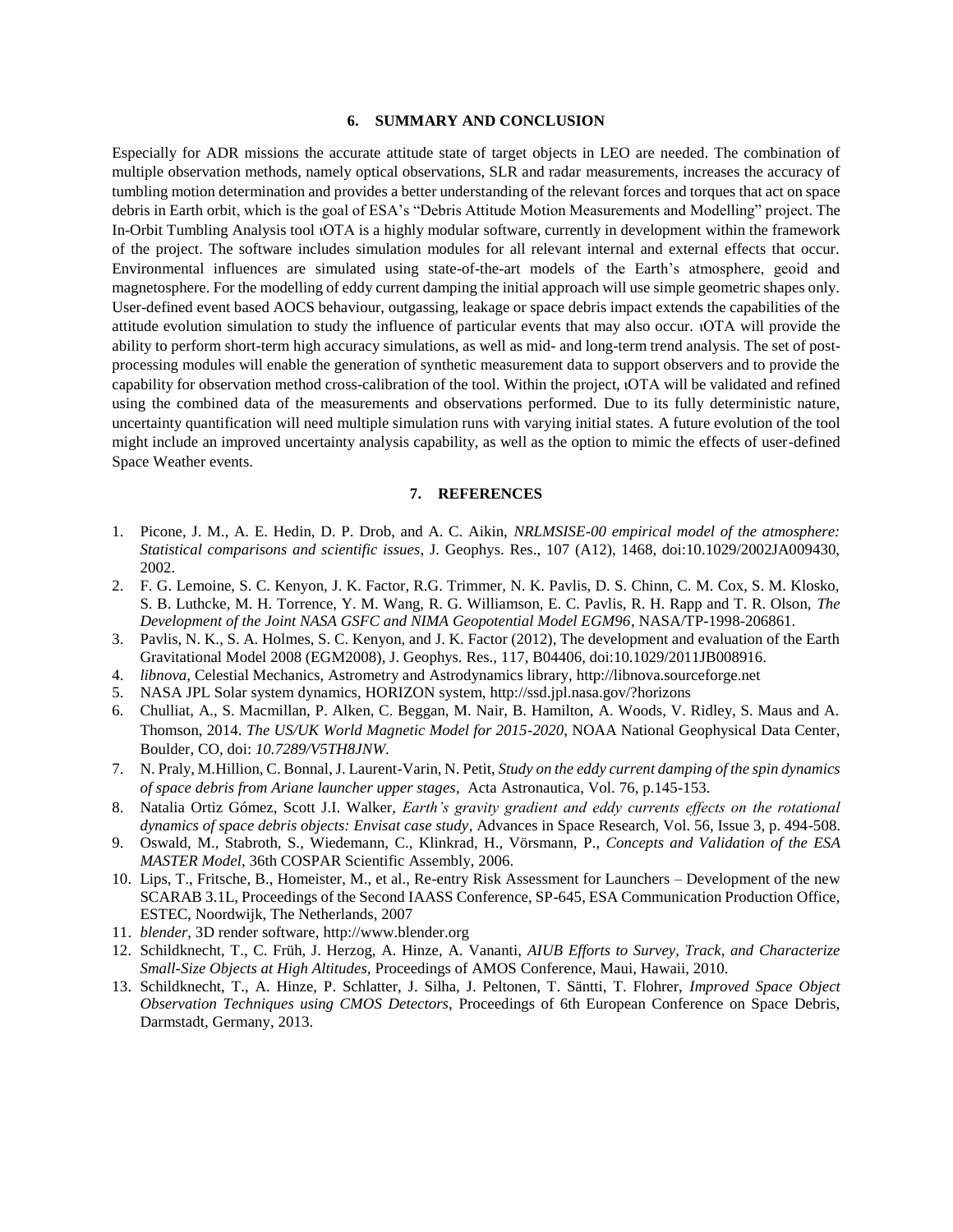## 6. SUMMARY AND CONCLUSION

Especially for ADR missions the accurate attitude state of target objects in LEO are needed. The combination of multiple observation methods, namely optical observations, SLR and radar measurements, increases the accuracy of tumbling motion determination and provides a better understanding of the relevant forces and torques that act on space debris in Earth orbit, which is the goal of ESA's "Debris Attitude Motion Measurements and Modelling" project. The In-Orbit Tumbling Analysis tool ιOTA is a highly modular software, currently in development within the framework of the project. The software includes simulation modules for all relevant internal and external effects that occur. Environmental influences are simulated using state-of-the-art models of the Earth's atmosphere, geoid and magnetosphere. For the modelling of eddy current damping the initial approach will use simple geometric shapes only. User-defined event based AOCS behaviour, outgassing, leakage or space debris impact extends the capabilities of the attitude evolution simulation to study the influence of particular events that may also occur. ιOTA will provide the ability to perform short-term high accuracy simulations, as well as mid- and long-term trend analysis. The set of post-processing modules will enable the generation of synthetic measurement data to support observers and to provide the capability for observation method cross-calibration of the tool. Within the project, ιOTA will be validated and refined using the combined data of the measurements and observations performed. Due to its fully deterministic nature, uncertainty quantification will need multiple simulation runs with varying initial states. A future evolution of the tool might include an improved uncertainty analysis capability, as well as the option to mimic the effects of user-defined Space Weather events.

## 7. REFERENCES

1. Picone, J. M., A. E. Hedin, D. P. Drob, and A. C. Aikin, *NRLMSISE-00 empirical model of the atmosphere: Statistical comparisons and scientific issues*, J. Geophys. Res., 107 (A12), 1468, doi:10.1029/2002JA009430, 2002.
2. F. G. Lemoine, S. C. Kenyon, J. K. Factor, R.G. Trimmer, N. K. Pavlis, D. S. Chinn, C. M. Cox, S. M. Klosko, S. B. Luthcke, M. H. Torrence, Y. M. Wang, R. G. Williamson, E. C. Pavlis, R. H. Rapp and T. R. Olson, *The Development of the Joint NASA GSFC and NIMA Geopotential Model EGM96*, NASA/TP-1998-206861.
3. Pavlis, N. K., S. A. Holmes, S. C. Kenyon, and J. K. Factor (2012), The development and evaluation of the Earth Gravitational Model 2008 (EGM2008), J. Geophys. Res., 117, B04406, doi:10.1029/2011JB008916.
4. *libnova*, Celestial Mechanics, Astrometry and Astrodynamics library, http://libnova.sourceforge.net
5. NASA JPL Solar system dynamics, HORIZON system, http://ssd.jpl.nasa.gov/?horizons
6. Chulliat, A., S. Macmillan, P. Alken, C. Beggan, M. Nair, B. Hamilton, A. Woods, V. Ridley, S. Maus and A. Thomson, 2014. *The US/UK World Magnetic Model for 2015-2020*, NOAA National Geophysical Data Center, Boulder, CO, doi: *10.7289/V5TH8JNW*.
7. N. Praly, M.Hillion, C. Bonnal, J. Laurent-Varin, N. Petit, *Study on the eddy current damping of the spin dynamics of space debris from Ariane launcher upper stages*, Acta Astronautica, Vol. 76, p.145-153.
8. Natalia Ortiz Gómez, Scott J.I. Walker, *Earth's gravity gradient and eddy currents effects on the rotational dynamics of space debris objects: Envisat case study*, Advances in Space Research, Vol. 56, Issue 3, p. 494-508.
9. Oswald, M., Stabroth, S., Wiedemann, C., Klinkrad, H., Vörsmann, P., *Concepts and Validation of the ESA MASTER Model*, 36th COSPAR Scientific Assembly, 2006.
10. Lips, T., Fritsche, B., Homeister, M., et al., Re-entry Risk Assessment for Launchers – Development of the new SCARAB 3.1L, Proceedings of the Second IAASS Conference, SP-645, ESA Communication Production Office, ESTEC, Noordwijk, The Netherlands, 2007
11. *blender*, 3D render software, http://www.blender.org
12. Schildknecht, T., C. Früh, J. Herzog, A. Hinze, A. Vananti, *AIUB Efforts to Survey, Track, and Characterize Small-Size Objects at High Altitudes*, Proceedings of AMOS Conference, Maui, Hawaii, 2010.
13. Schildknecht, T., A. Hinze, P. Schlatter, J. Silha, J. Peltonen, T. Säntti, T. Flohrer, *Improved Space Object Observation Techniques using CMOS Detectors*, Proceedings of 6th European Conference on Space Debris, Darmstadt, Germany, 2013.